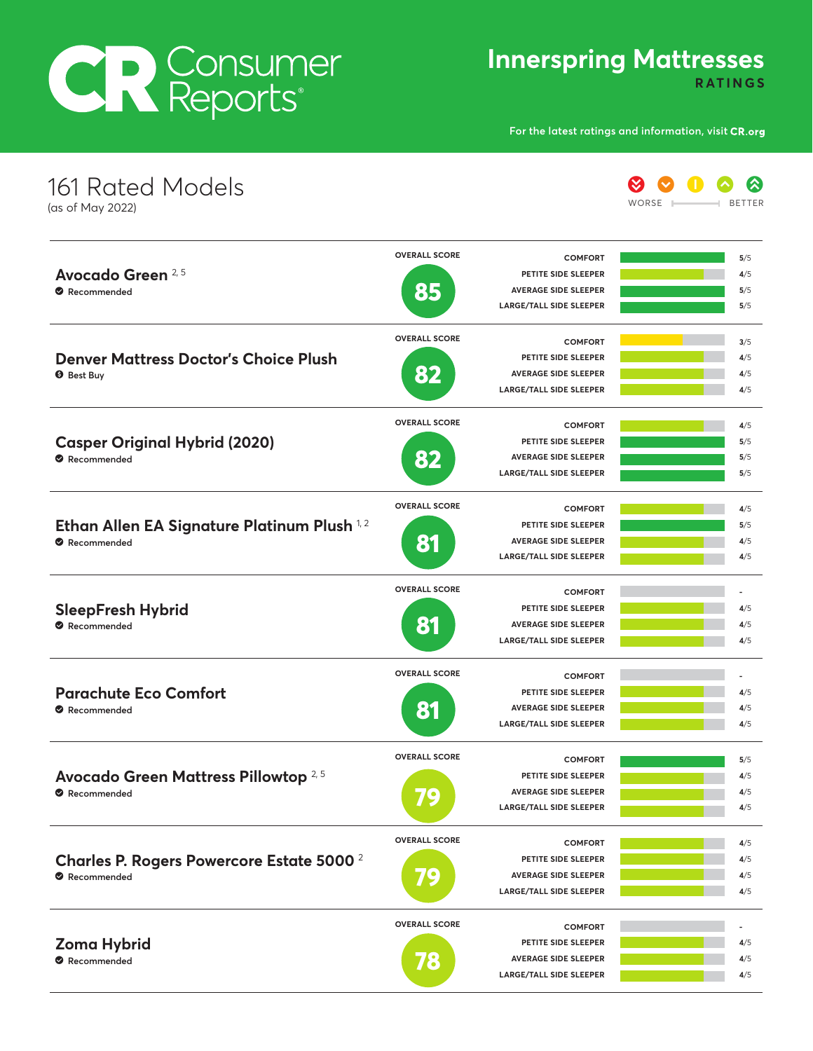# Consumer Reports

## Innerspring Mattresses RATINGS

For the latest ratings and information, visit CR.org

## 161 Rated Models

(as of May 2022)

WORSE — BETTER

| Model | Status | Overall Score | Comfort | Petite Side Sleeper | Average Side Sleeper | Large/Tall Side Sleeper |
|---|---|---|---|---|---|---|
| Avocado Green [2,5] | Recommended | 85 | 5/5 | 4/5 | 5/5 | 5/5 |
| Denver Mattress Doctor's Choice Plush | Best Buy | 82 | 3/5 | 4/5 | 4/5 | 4/5 |
| Casper Original Hybrid (2020) | Recommended | 82 | 4/5 | 5/5 | 5/5 | 5/5 |
| Ethan Allen EA Signature Platinum Plush [1,2] | Recommended | 81 | 4/5 | 5/5 | 4/5 | 4/5 |
| SleepFresh Hybrid | Recommended | 81 | - | 4/5 | 4/5 | 4/5 |
| Parachute Eco Comfort | Recommended | 81 | - | 4/5 | 4/5 | 4/5 |
| Avocado Green Mattress Pillowtop [2,5] | Recommended | 79 | 5/5 | 4/5 | 4/5 | 4/5 |
| Charles P. Rogers Powercore Estate 5000 [2] | Recommended | 79 | 4/5 | 4/5 | 4/5 | 4/5 |
| Zoma Hybrid | Recommended | 78 | - | 4/5 | 4/5 | 4/5 |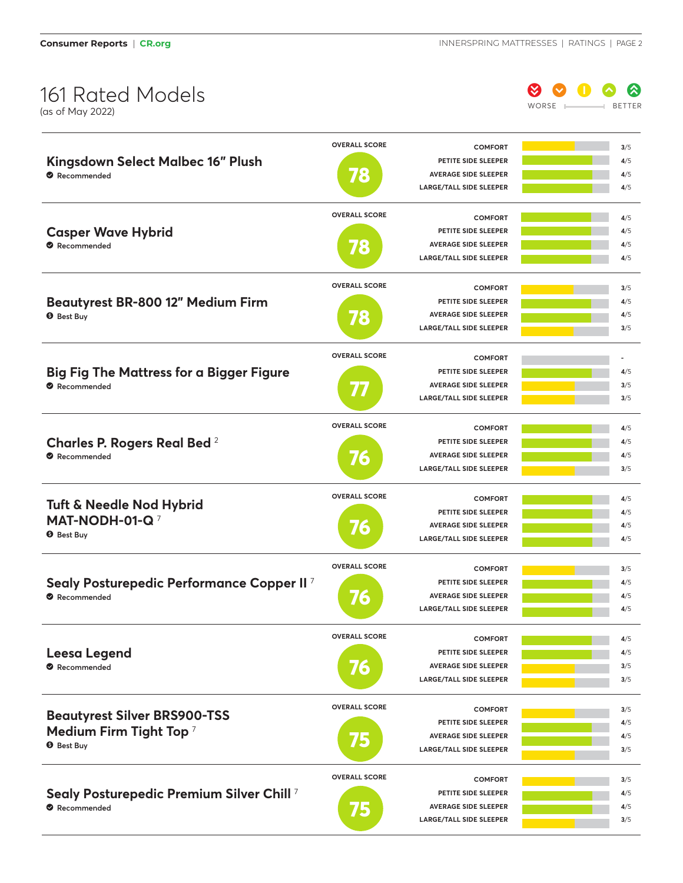# 161 Rated Models

(as of May 2022)

WORSE — BETTER

| Model | Status | Overall Score | Comfort | Petite Side Sleeper | Average Side Sleeper | Large/Tall Side Sleeper |
| --- | --- | --- | --- | --- | --- | --- |
| Kingsdown Select Malbec 16" Plush | Recommended | 78 | 3/5 | 4/5 | 4/5 | 4/5 |
| Casper Wave Hybrid | Recommended | 78 | 4/5 | 4/5 | 4/5 | 4/5 |
| Beautyrest BR-800 12" Medium Firm | Best Buy | 78 | 3/5 | 4/5 | 4/5 | 3/5 |
| Big Fig The Mattress for a Bigger Figure | Recommended | 77 | - | 4/5 | 3/5 | 3/5 |
| Charles P. Rogers Real Bed [2] | Recommended | 76 | 4/5 | 4/5 | 4/5 | 3/5 |
| Tuft & Needle Nod Hybrid MAT-NODH-01-Q [7] | Best Buy | 76 | 4/5 | 4/5 | 4/5 | 4/5 |
| Sealy Posturepedic Performance Copper II [7] | Recommended | 76 | 3/5 | 4/5 | 4/5 | 4/5 |
| Leesa Legend | Recommended | 76 | 4/5 | 4/5 | 3/5 | 3/5 |
| Beautyrest Silver BRS900-TSS Medium Firm Tight Top [7] | Best Buy | 75 | 3/5 | 4/5 | 4/5 | 3/5 |
| Sealy Posturepedic Premium Silver Chill [7] | Recommended | 75 | 3/5 | 4/5 | 4/5 | 3/5 |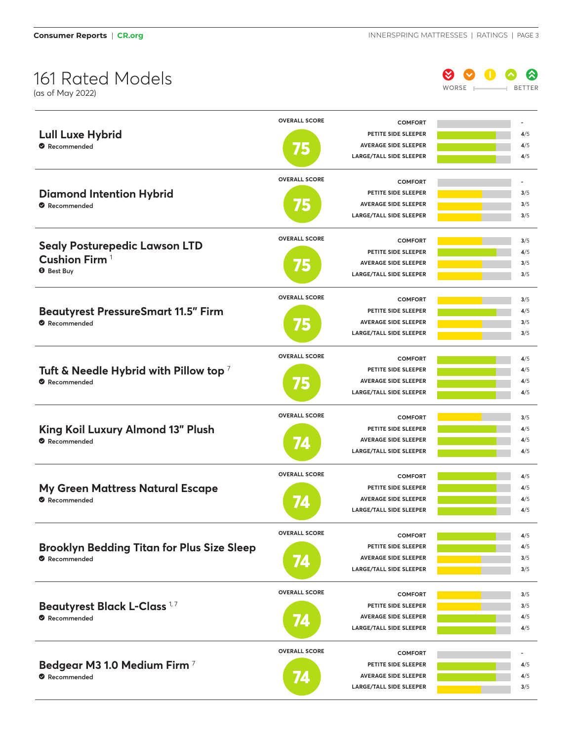# 161 Rated Models

(as of May 2022)

WORSE ⟶ BETTER

| Model | Overall Score | Comfort | Petite Side Sleeper | Average Side Sleeper | Large/Tall Side Sleeper |
|---|---|---|---|---|---|
| **Lull Luxe Hybrid** — Recommended | 75 | - | 4/5 | 4/5 | 4/5 |
| **Diamond Intention Hybrid** — Recommended | 75 | - | 3/5 | 3/5 | 3/5 |
| **Sealy Posturepedic Lawson LTD Cushion Firm** [1] — Best Buy | 75 | 3/5 | 4/5 | 3/5 | 3/5 |
| **Beautyrest PressureSmart 11.5" Firm** — Recommended | 75 | 3/5 | 4/5 | 3/5 | 3/5 |
| **Tuft & Needle Hybrid with Pillow top** [7] — Recommended | 75 | 4/5 | 4/5 | 4/5 | 4/5 |
| **King Koil Luxury Almond 13" Plush** — Recommended | 74 | 3/5 | 4/5 | 4/5 | 4/5 |
| **My Green Mattress Natural Escape** — Recommended | 74 | 4/5 | 4/5 | 4/5 | 4/5 |
| **Brooklyn Bedding Titan for Plus Size Sleep** — Recommended | 74 | 4/5 | 4/5 | 3/5 | 3/5 |
| **Beautyrest Black L-Class** [1,7] — Recommended | 74 | 3/5 | 3/5 | 4/5 | 4/5 |
| **Bedgear M3 1.0 Medium Firm** [7] — Recommended | 74 | - | 4/5 | 4/5 | 3/5 |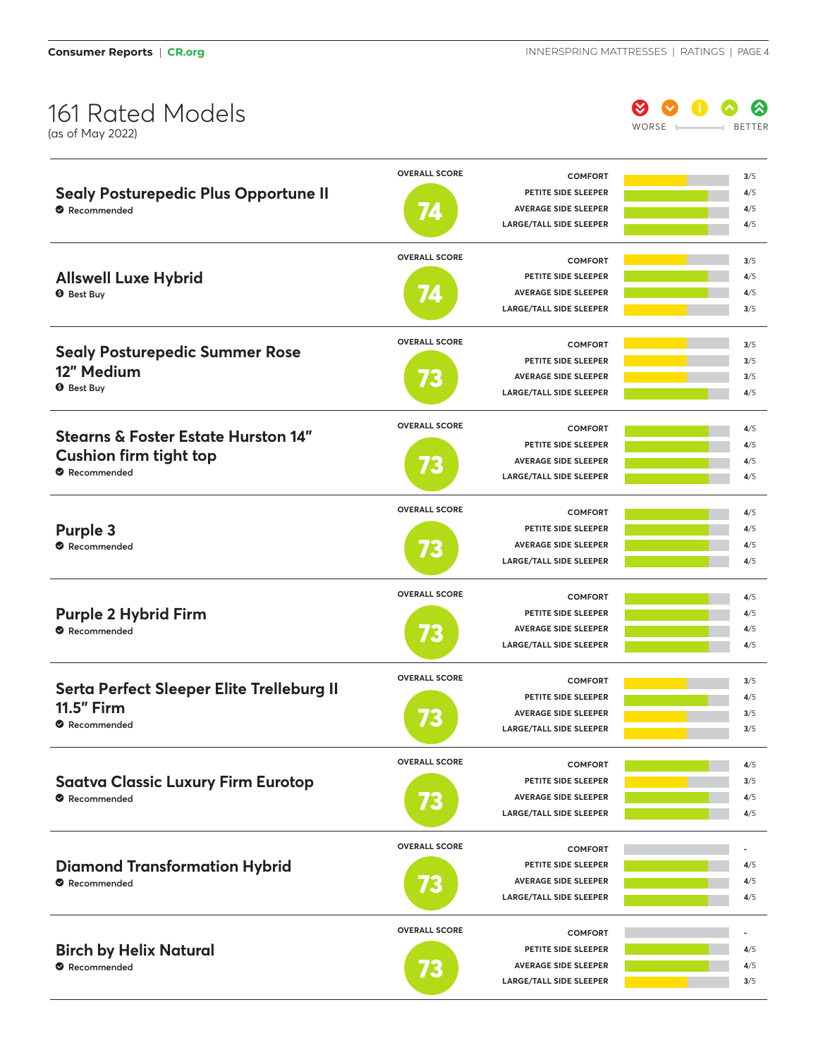# 161 Rated Models

(as of May 2022)

WORSE — BETTER

| Model | Designation | Overall Score | Comfort | Petite Side Sleeper | Average Side Sleeper | Large/Tall Side Sleeper |
|---|---|---|---|---|---|---|
| Sealy Posturepedic Plus Opportune II | Recommended | 74 | 3/5 | 4/5 | 4/5 | 4/5 |
| Allswell Luxe Hybrid | Best Buy | 74 | 3/5 | 4/5 | 4/5 | 3/5 |
| Sealy Posturepedic Summer Rose 12″ Medium | Best Buy | 73 | 3/5 | 3/5 | 3/5 | 4/5 |
| Stearns & Foster Estate Hurston 14″ Cushion firm tight top | Recommended | 73 | 4/5 | 4/5 | 4/5 | 4/5 |
| Purple 3 | Recommended | 73 | 4/5 | 4/5 | 4/5 | 4/5 |
| Purple 2 Hybrid Firm | Recommended | 73 | 4/5 | 4/5 | 4/5 | 4/5 |
| Serta Perfect Sleeper Elite Trelleburg II 11.5″ Firm | Recommended | 73 | 3/5 | 4/5 | 3/5 | 3/5 |
| Saatva Classic Luxury Firm Eurotop | Recommended | 73 | 4/5 | 3/5 | 4/5 | 4/5 |
| Diamond Transformation Hybrid | Recommended | 73 | - | 4/5 | 4/5 | 4/5 |
| Birch by Helix Natural | Recommended | 73 | - | 4/5 | 4/5 | 3/5 |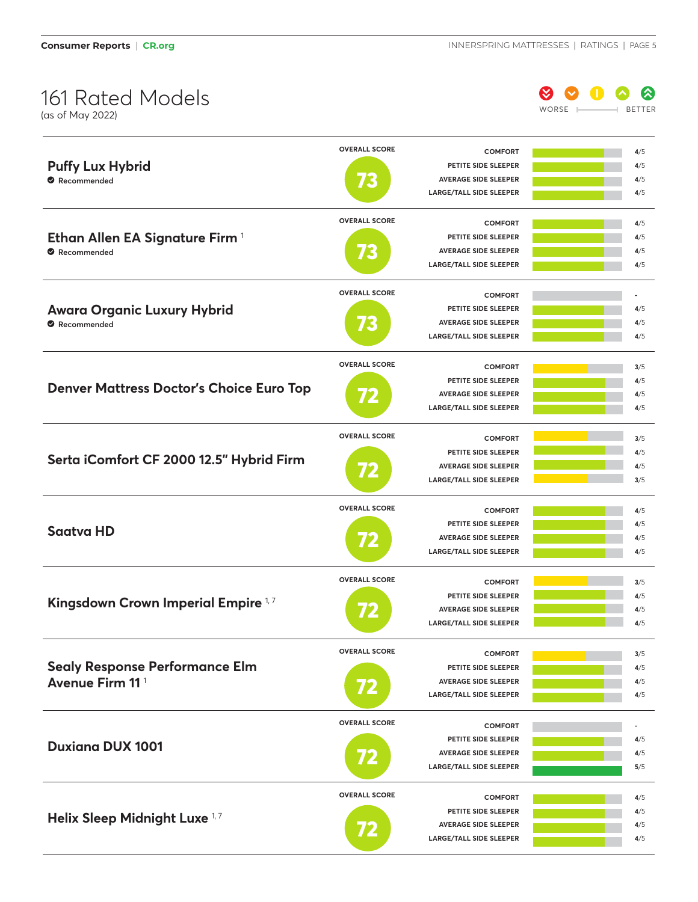# 161 Rated Models

(as of May 2022)

WORSE — BETTER

| Model | Overall Score | Comfort | Petite Side Sleeper | Average Side Sleeper | Large/Tall Side Sleeper |
|---|---|---|---|---|---|
| **Puffy Lux Hybrid** (Recommended) | 73 | 4/5 | 4/5 | 4/5 | 4/5 |
| **Ethan Allen EA Signature Firm** [1] (Recommended) | 73 | 4/5 | 4/5 | 4/5 | 4/5 |
| **Awara Organic Luxury Hybrid** (Recommended) | 73 | - | 4/5 | 4/5 | 4/5 |
| **Denver Mattress Doctor's Choice Euro Top** | 72 | 3/5 | 4/5 | 4/5 | 4/5 |
| **Serta iComfort CF 2000 12.5" Hybrid Firm** | 72 | 3/5 | 4/5 | 4/5 | 3/5 |
| **Saatva HD** | 72 | 4/5 | 4/5 | 4/5 | 4/5 |
| **Kingsdown Crown Imperial Empire** [1,7] | 72 | 3/5 | 4/5 | 4/5 | 4/5 |
| **Sealy Response Performance Elm Avenue Firm 11** [1] | 72 | 3/5 | 4/5 | 4/5 | 4/5 |
| **Duxiana DUX 1001** | 72 | - | 4/5 | 4/5 | 5/5 |
| **Helix Sleep Midnight Luxe** [1,7] | 72 | 4/5 | 4/5 | 4/5 | 4/5 |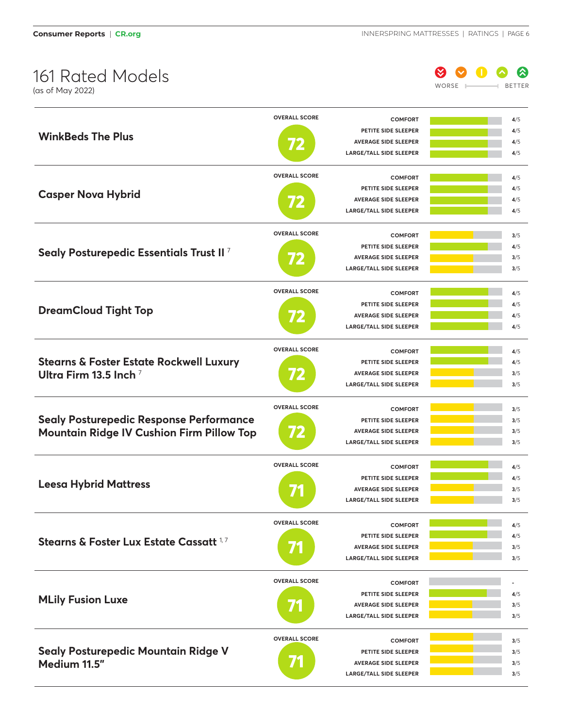# 161 Rated Models

(as of May 2022)

WORSE — BETTER

| Model | Overall Score | Comfort | Petite Side Sleeper | Average Side Sleeper | Large/Tall Side Sleeper |
|---|---|---|---|---|---|
| WinkBeds The Plus | 72 | 4/5 | 4/5 | 4/5 | 4/5 |
| Casper Nova Hybrid | 72 | 4/5 | 4/5 | 4/5 | 4/5 |
| Sealy Posturepedic Essentials Trust II [7] | 72 | 3/5 | 4/5 | 3/5 | 3/5 |
| DreamCloud Tight Top | 72 | 4/5 | 4/5 | 4/5 | 4/5 |
| Stearns & Foster Estate Rockwell Luxury Ultra Firm 13.5 Inch [7] | 72 | 4/5 | 4/5 | 3/5 | 3/5 |
| Sealy Posturepedic Response Performance Mountain Ridge IV Cushion Firm Pillow Top | 72 | 3/5 | 3/5 | 3/5 | 3/5 |
| Leesa Hybrid Mattress | 71 | 4/5 | 4/5 | 3/5 | 3/5 |
| Stearns & Foster Lux Estate Cassatt [1,7] | 71 | 4/5 | 4/5 | 3/5 | 3/5 |
| MLily Fusion Luxe | 71 | - | 4/5 | 3/5 | 3/5 |
| Sealy Posturepedic Mountain Ridge V Medium 11.5" | 71 | 3/5 | 3/5 | 3/5 | 3/5 |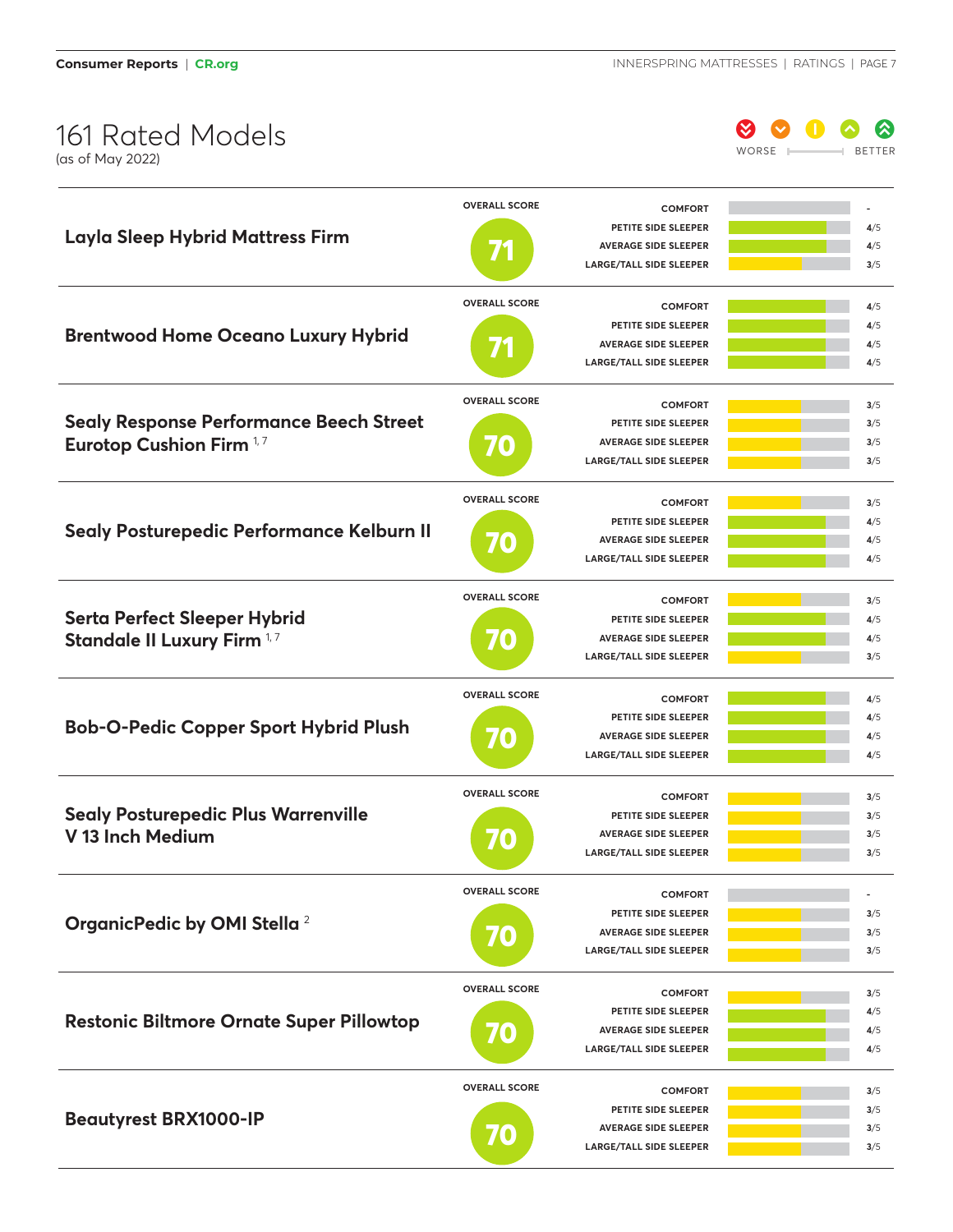# 161 Rated Models

(as of May 2022)

WORSE — BETTER

| Model | Overall Score | Comfort | Petite Side Sleeper | Average Side Sleeper | Large/Tall Side Sleeper |
|---|---|---|---|---|---|
| **Layla Sleep Hybrid Mattress Firm** | 71 | - | 4/5 | 4/5 | 3/5 |
| **Brentwood Home Oceano Luxury Hybrid** | 71 | 4/5 | 4/5 | 4/5 | 4/5 |
| **Sealy Response Performance Beech Street Eurotop Cushion Firm** [1,7] | 70 | 3/5 | 3/5 | 3/5 | 3/5 |
| **Sealy Posturepedic Performance Kelburn II** | 70 | 3/5 | 4/5 | 4/5 | 4/5 |
| **Serta Perfect Sleeper Hybrid Standale II Luxury Firm** [1,7] | 70 | 3/5 | 4/5 | 4/5 | 3/5 |
| **Bob-O-Pedic Copper Sport Hybrid Plush** | 70 | 4/5 | 4/5 | 4/5 | 4/5 |
| **Sealy Posturepedic Plus Warrenville V 13 Inch Medium** | 70 | 3/5 | 3/5 | 3/5 | 3/5 |
| **OrganicPedic by OMI Stella** [2] | 70 | - | 3/5 | 3/5 | 3/5 |
| **Restonic Biltmore Ornate Super Pillowtop** | 70 | 3/5 | 4/5 | 4/5 | 4/5 |
| **Beautyrest BRX1000-IP** | 70 | 3/5 | 3/5 | 3/5 | 3/5 |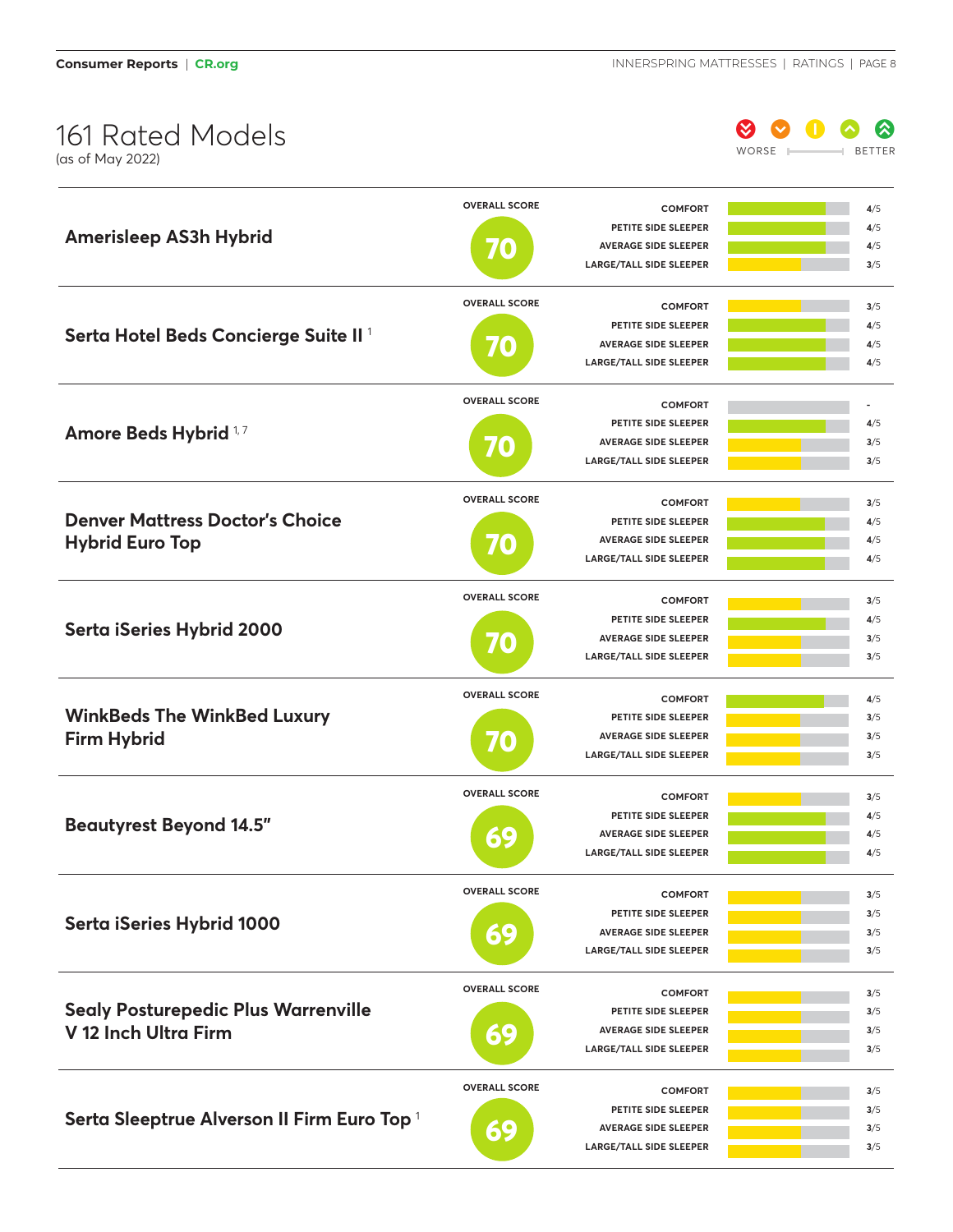# 161 Rated Models

(as of May 2022)

WORSE — BETTER

| Model | Overall Score | Comfort | Petite Side Sleeper | Average Side Sleeper | Large/Tall Side Sleeper |
|---|---|---|---|---|---|
| Amerisleep AS3h Hybrid | 70 | 4/5 | 4/5 | 4/5 | 3/5 |
| Serta Hotel Beds Concierge Suite II [1] | 70 | 3/5 | 4/5 | 4/5 | 4/5 |
| Amore Beds Hybrid [1,7] | 70 | - | 4/5 | 3/5 | 3/5 |
| Denver Mattress Doctor's Choice Hybrid Euro Top | 70 | 3/5 | 4/5 | 4/5 | 4/5 |
| Serta iSeries Hybrid 2000 | 70 | 3/5 | 4/5 | 3/5 | 3/5 |
| WinkBeds The WinkBed Luxury Firm Hybrid | 70 | 4/5 | 3/5 | 3/5 | 3/5 |
| Beautyrest Beyond 14.5" | 69 | 3/5 | 4/5 | 4/5 | 4/5 |
| Serta iSeries Hybrid 1000 | 69 | 3/5 | 3/5 | 3/5 | 3/5 |
| Sealy Posturepedic Plus Warrenville V 12 Inch Ultra Firm | 69 | 3/5 | 3/5 | 3/5 | 3/5 |
| Serta Sleeptrue Alverson II Firm Euro Top [1] | 69 | 3/5 | 3/5 | 3/5 | 3/5 |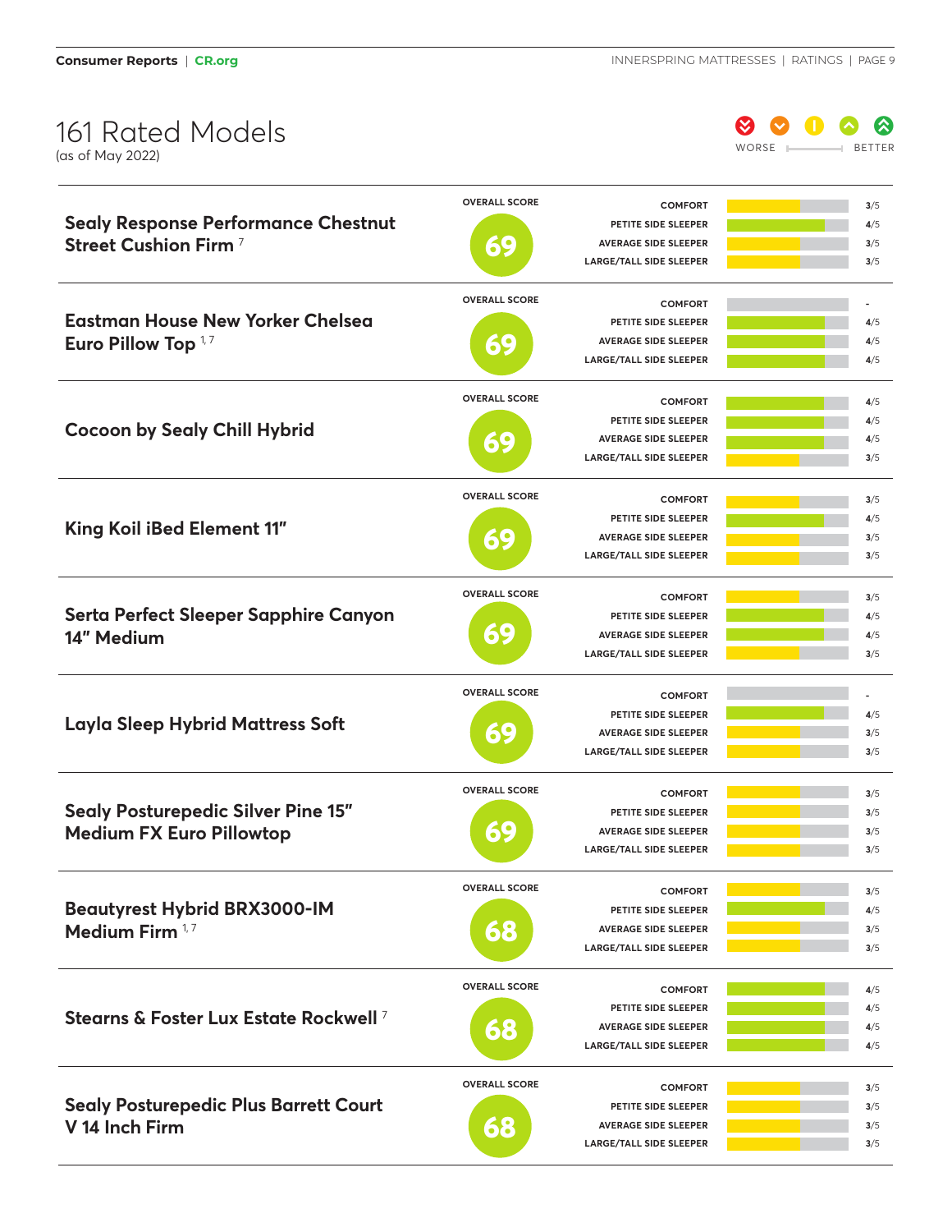# 161 Rated Models

(as of May 2022)

WORSE — BETTER

| Model | Overall Score | Comfort | Petite Side Sleeper | Average Side Sleeper | Large/Tall Side Sleeper |
|---|---|---|---|---|---|
| Sealy Response Performance Chestnut Street Cushion Firm [7] | 69 | 3/5 | 4/5 | 3/5 | 3/5 |
| Eastman House New Yorker Chelsea Euro Pillow Top [1,7] | 69 | - | 4/5 | 4/5 | 4/5 |
| Cocoon by Sealy Chill Hybrid | 69 | 4/5 | 4/5 | 4/5 | 3/5 |
| King Koil iBed Element 11" | 69 | 3/5 | 4/5 | 3/5 | 3/5 |
| Serta Perfect Sleeper Sapphire Canyon 14" Medium | 69 | 3/5 | 4/5 | 4/5 | 3/5 |
| Layla Sleep Hybrid Mattress Soft | 69 | - | 4/5 | 3/5 | 3/5 |
| Sealy Posturepedic Silver Pine 15" Medium FX Euro Pillowtop | 69 | 3/5 | 3/5 | 3/5 | 3/5 |
| Beautyrest Hybrid BRX3000-IM Medium Firm [1,7] | 68 | 3/5 | 4/5 | 3/5 | 3/5 |
| Stearns & Foster Lux Estate Rockwell [7] | 68 | 4/5 | 4/5 | 4/5 | 4/5 |
| Sealy Posturepedic Plus Barrett Court V 14 Inch Firm | 68 | 3/5 | 3/5 | 3/5 | 3/5 |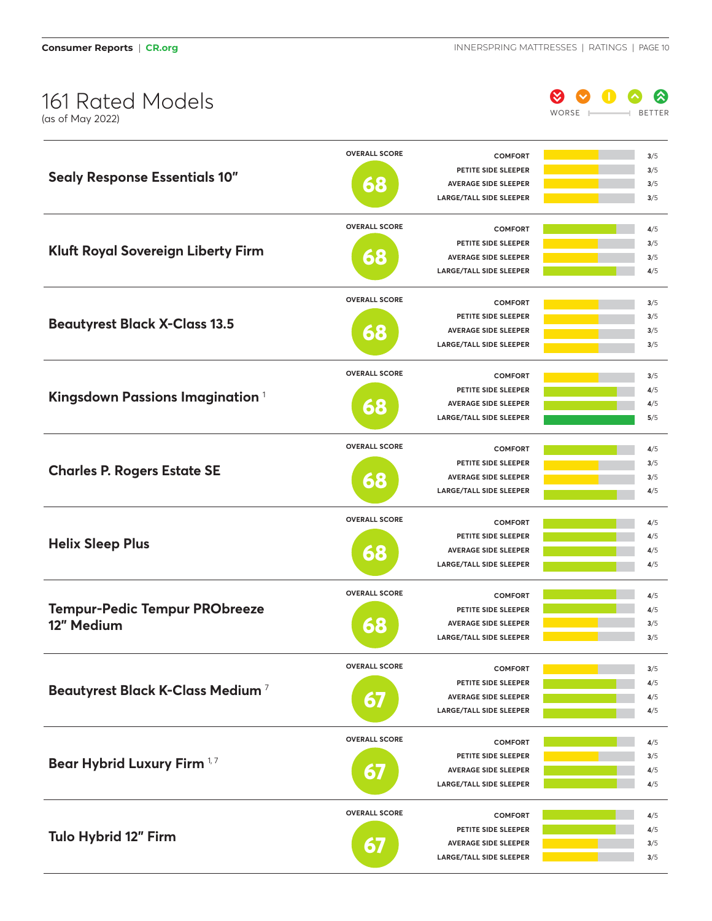# 161 Rated Models

(as of May 2022)

WORSE — BETTER

| Model | Overall Score | Comfort | Petite Side Sleeper | Average Side Sleeper | Large/Tall Side Sleeper |
|---|---|---|---|---|---|
| Sealy Response Essentials 10" | 68 | 3/5 | 3/5 | 3/5 | 3/5 |
| Kluft Royal Sovereign Liberty Firm | 68 | 4/5 | 3/5 | 3/5 | 4/5 |
| Beautyrest Black X-Class 13.5 | 68 | 3/5 | 3/5 | 3/5 | 3/5 |
| Kingsdown Passions Imagination [1] | 68 | 3/5 | 4/5 | 4/5 | 5/5 |
| Charles P. Rogers Estate SE | 68 | 4/5 | 3/5 | 3/5 | 4/5 |
| Helix Sleep Plus | 68 | 4/5 | 4/5 | 4/5 | 4/5 |
| Tempur-Pedic Tempur PRObreeze 12" Medium | 68 | 4/5 | 4/5 | 3/5 | 3/5 |
| Beautyrest Black K-Class Medium [7] | 67 | 3/5 | 4/5 | 4/5 | 4/5 |
| Bear Hybrid Luxury Firm [1,7] | 67 | 4/5 | 3/5 | 4/5 | 4/5 |
| Tulo Hybrid 12" Firm | 67 | 4/5 | 4/5 | 3/5 | 3/5 |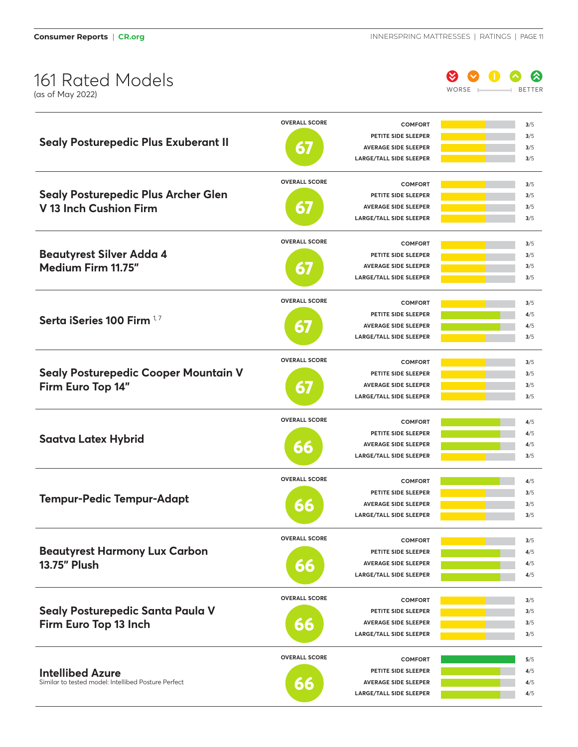# 161 Rated Models

(as of May 2022)

WORSE — BETTER

| Model | Overall Score | Comfort | Petite Side Sleeper | Average Side Sleeper | Large/Tall Side Sleeper |
|---|---|---|---|---|---|
| **Sealy Posturepedic Plus Exuberant II** | 67 | 3/5 | 3/5 | 3/5 | 3/5 |
| **Sealy Posturepedic Plus Archer Glen V 13 Inch Cushion Firm** | 67 | 3/5 | 3/5 | 3/5 | 3/5 |
| **Beautyrest Silver Adda 4 Medium Firm 11.75″** | 67 | 3/5 | 3/5 | 3/5 | 3/5 |
| **Serta iSeries 100 Firm** [1,7] | 67 | 3/5 | 4/5 | 4/5 | 3/5 |
| **Sealy Posturepedic Cooper Mountain V Firm Euro Top 14″** | 67 | 3/5 | 3/5 | 3/5 | 3/5 |
| **Saatva Latex Hybrid** | 66 | 4/5 | 4/5 | 4/5 | 3/5 |
| **Tempur-Pedic Tempur-Adapt** | 66 | 4/5 | 3/5 | 3/5 | 3/5 |
| **Beautyrest Harmony Lux Carbon 13.75″ Plush** | 66 | 3/5 | 4/5 | 4/5 | 4/5 |
| **Sealy Posturepedic Santa Paula V Firm Euro Top 13 Inch** | 66 | 3/5 | 3/5 | 3/5 | 3/5 |
| **Intellibed Azure** Similar to tested model: Intellibed Posture Perfect | 66 | 5/5 | 4/5 | 4/5 | 4/5 |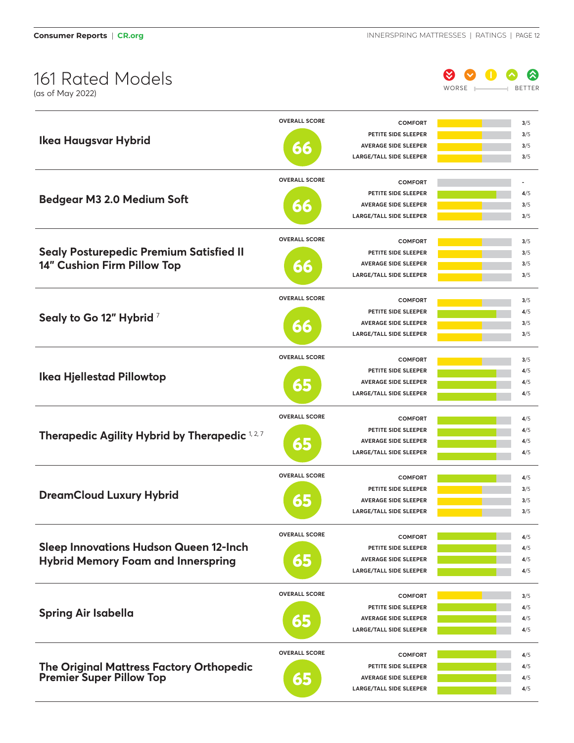# 161 Rated Models

(as of May 2022)

WORSE — BETTER

| Model | Overall Score | Comfort | Petite Side Sleeper | Average Side Sleeper | Large/Tall Side Sleeper |
|---|---|---|---|---|---|
| **Ikea Haugsvar Hybrid** | 66 | 3/5 | 3/5 | 3/5 | 3/5 |
| **Bedgear M3 2.0 Medium Soft** | 66 | - | 4/5 | 3/5 | 3/5 |
| **Sealy Posturepedic Premium Satisfied II 14" Cushion Firm Pillow Top** | 66 | 3/5 | 3/5 | 3/5 | 3/5 |
| **Sealy to Go 12" Hybrid** [7] | 66 | 3/5 | 4/5 | 3/5 | 3/5 |
| **Ikea Hjellestad Pillowtop** | 65 | 3/5 | 4/5 | 4/5 | 4/5 |
| **Therapedic Agility Hybrid by Therapedic** [1, 2, 7] | 65 | 4/5 | 4/5 | 4/5 | 4/5 |
| **DreamCloud Luxury Hybrid** | 65 | 4/5 | 3/5 | 3/5 | 3/5 |
| **Sleep Innovations Hudson Queen 12-Inch Hybrid Memory Foam and Innerspring** | 65 | 4/5 | 4/5 | 4/5 | 4/5 |
| **Spring Air Isabella** | 65 | 3/5 | 4/5 | 4/5 | 4/5 |
| **The Original Mattress Factory Orthopedic Premier Super Pillow Top** | 65 | 4/5 | 4/5 | 4/5 | 4/5 |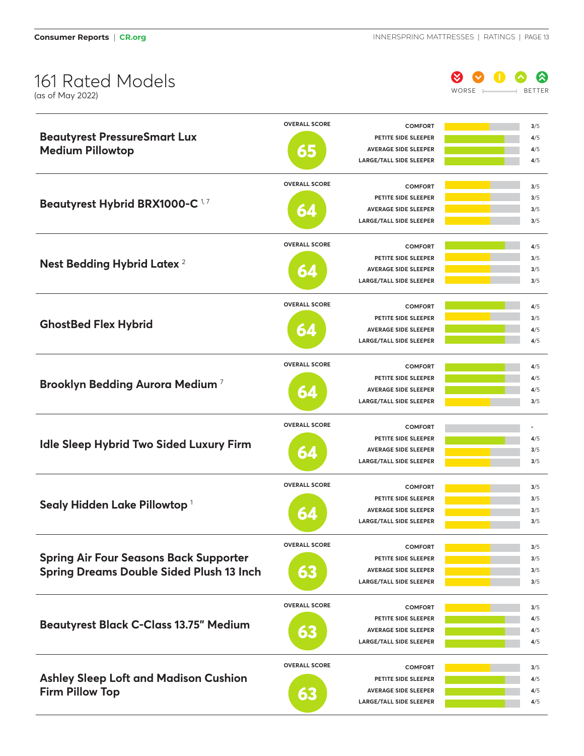# 161 Rated Models

(as of May 2022)

WORSE — BETTER

| Model | Overall Score | Comfort | Petite Side Sleeper | Average Side Sleeper | Large/Tall Side Sleeper |
|---|---|---|---|---|---|
| **Beautyrest PressureSmart Lux Medium Pillowtop** | 65 | 3/5 | 4/5 | 4/5 | 4/5 |
| **Beautyrest Hybrid BRX1000-C** [1,7] | 64 | 3/5 | 3/5 | 3/5 | 3/5 |
| **Nest Bedding Hybrid Latex** [2] | 64 | 4/5 | 3/5 | 3/5 | 3/5 |
| **GhostBed Flex Hybrid** | 64 | 4/5 | 3/5 | 4/5 | 4/5 |
| **Brooklyn Bedding Aurora Medium** [7] | 64 | 4/5 | 4/5 | 4/5 | 3/5 |
| **Idle Sleep Hybrid Two Sided Luxury Firm** | 64 | - | 4/5 | 3/5 | 3/5 |
| **Sealy Hidden Lake Pillowtop** [1] | 64 | 3/5 | 3/5 | 3/5 | 3/5 |
| **Spring Air Four Seasons Back Supporter Spring Dreams Double Sided Plush 13 Inch** | 63 | 3/5 | 3/5 | 3/5 | 3/5 |
| **Beautyrest Black C-Class 13.75" Medium** | 63 | 3/5 | 4/5 | 4/5 | 4/5 |
| **Ashley Sleep Loft and Madison Cushion Firm Pillow Top** | 63 | 3/5 | 4/5 | 4/5 | 4/5 |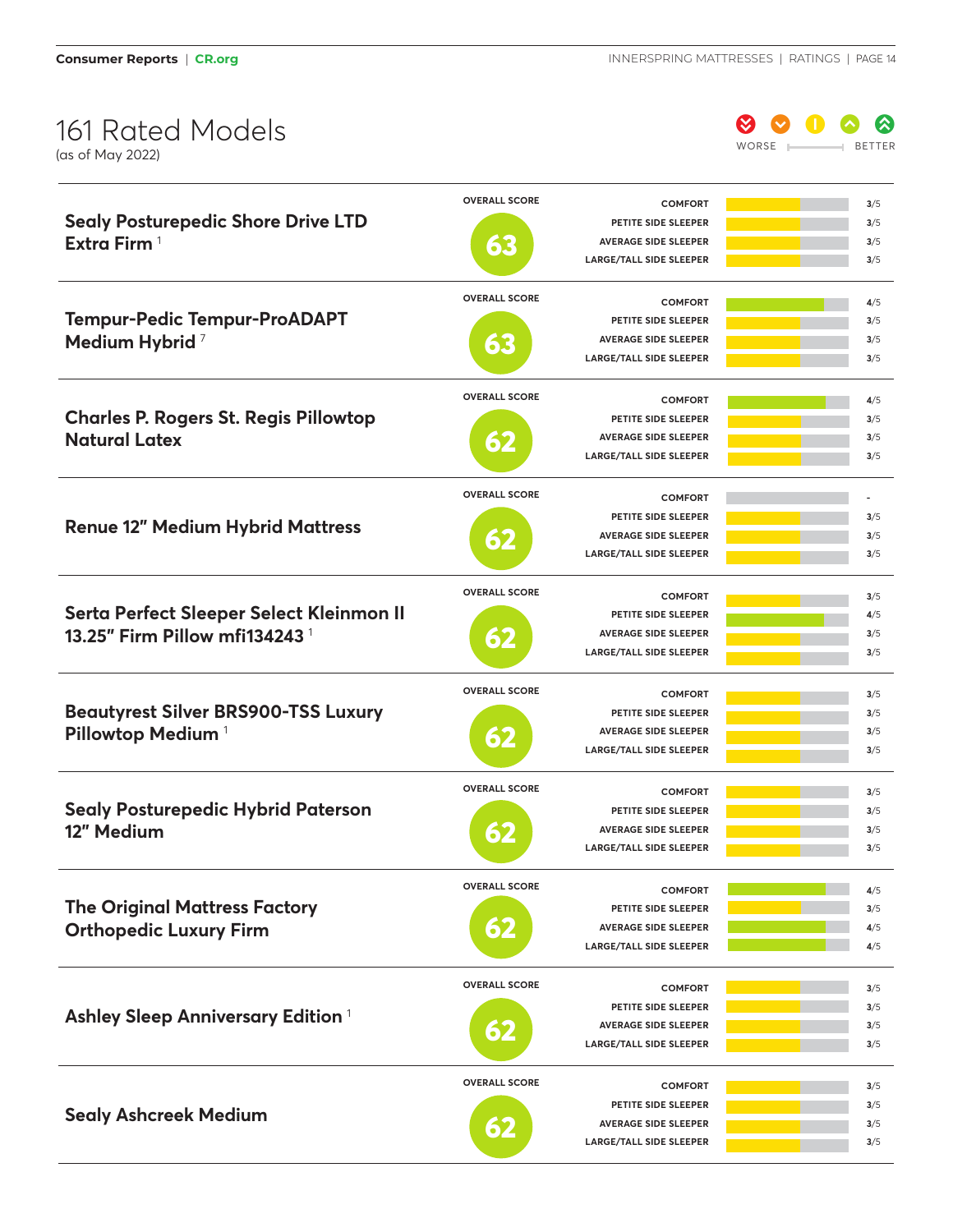# 161 Rated Models

(as of May 2022)

WORSE — BETTER

| Model | Overall Score | Comfort | Petite Side Sleeper | Average Side Sleeper | Large/Tall Side Sleeper |
|---|---|---|---|---|---|
| Sealy Posturepedic Shore Drive LTD Extra Firm [1] | 63 | 3/5 | 3/5 | 3/5 | 3/5 |
| Tempur-Pedic Tempur-ProADAPT Medium Hybrid [7] | 63 | 4/5 | 3/5 | 3/5 | 3/5 |
| Charles P. Rogers St. Regis Pillowtop Natural Latex | 62 | 4/5 | 3/5 | 3/5 | 3/5 |
| Renue 12" Medium Hybrid Mattress | 62 | - | 3/5 | 3/5 | 3/5 |
| Serta Perfect Sleeper Select Kleinmon II 13.25" Firm Pillow mfi134243 [1] | 62 | 3/5 | 4/5 | 3/5 | 3/5 |
| Beautyrest Silver BRS900-TSS Luxury Pillowtop Medium [1] | 62 | 3/5 | 3/5 | 3/5 | 3/5 |
| Sealy Posturepedic Hybrid Paterson 12" Medium | 62 | 3/5 | 3/5 | 3/5 | 3/5 |
| The Original Mattress Factory Orthopedic Luxury Firm | 62 | 4/5 | 3/5 | 4/5 | 4/5 |
| Ashley Sleep Anniversary Edition [1] | 62 | 3/5 | 3/5 | 3/5 | 3/5 |
| Sealy Ashcreek Medium | 62 | 3/5 | 3/5 | 3/5 | 3/5 |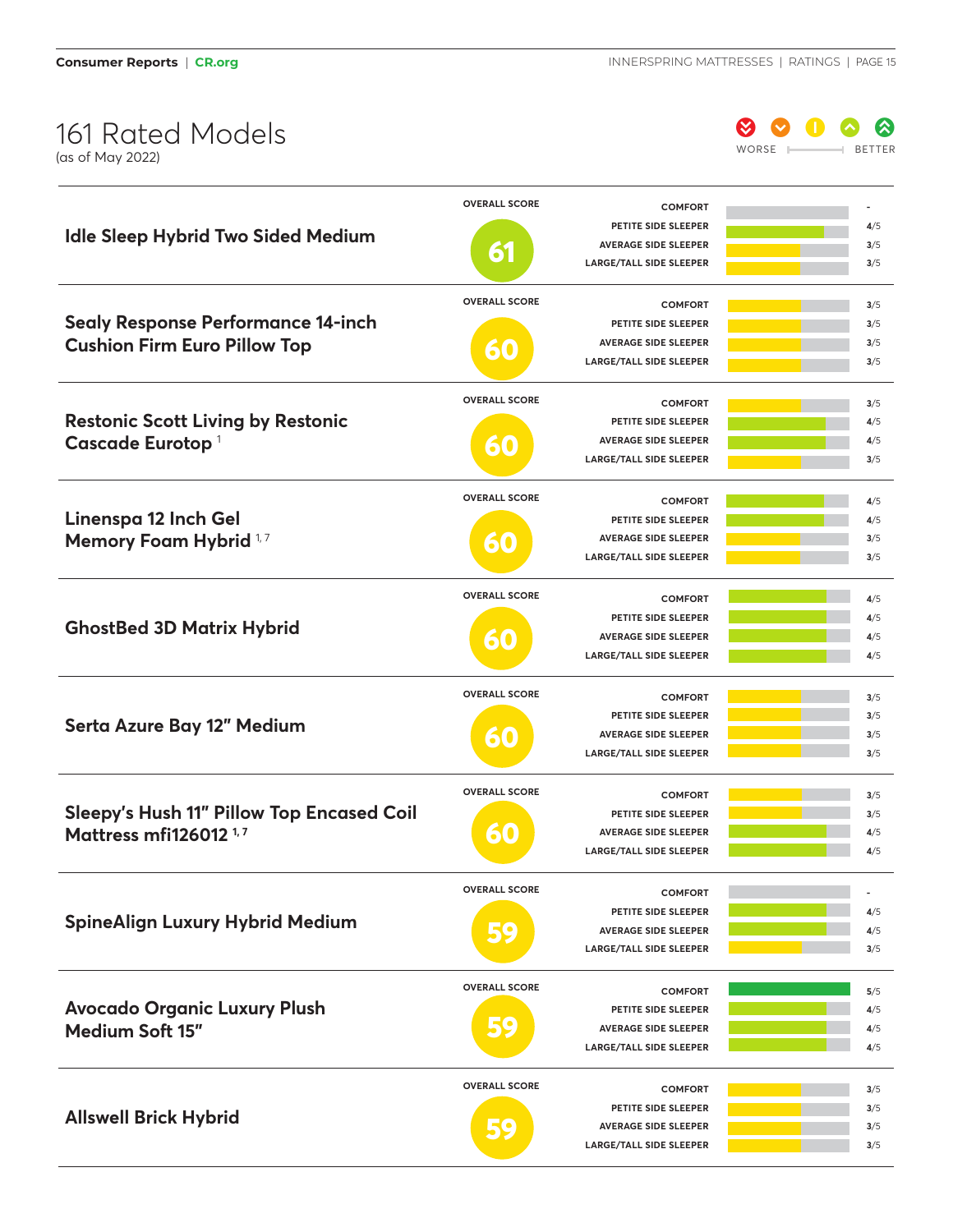# 161 Rated Models

(as of May 2022)

WORSE — BETTER

| Model | Overall Score | Comfort | Petite Side Sleeper | Average Side Sleeper | Large/Tall Side Sleeper |
|---|---|---|---|---|---|
| Idle Sleep Hybrid Two Sided Medium | 61 | - | 4/5 | 3/5 | 3/5 |
| Sealy Response Performance 14-inch Cushion Firm Euro Pillow Top | 60 | 3/5 | 3/5 | 3/5 | 3/5 |
| Restonic Scott Living by Restonic Cascade Eurotop [1] | 60 | 3/5 | 4/5 | 4/5 | 3/5 |
| Linenspa 12 Inch Gel Memory Foam Hybrid [1,7] | 60 | 4/5 | 4/5 | 3/5 | 3/5 |
| GhostBed 3D Matrix Hybrid | 60 | 4/5 | 4/5 | 4/5 | 4/5 |
| Serta Azure Bay 12" Medium | 60 | 3/5 | 3/5 | 3/5 | 3/5 |
| Sleepy's Hush 11" Pillow Top Encased Coil Mattress mfi126012 [1,7] | 60 | 3/5 | 3/5 | 4/5 | 4/5 |
| SpineAlign Luxury Hybrid Medium | 59 | - | 4/5 | 4/5 | 3/5 |
| Avocado Organic Luxury Plush Medium Soft 15" | 59 | 5/5 | 4/5 | 4/5 | 4/5 |
| Allswell Brick Hybrid | 59 | 3/5 | 3/5 | 3/5 | 3/5 |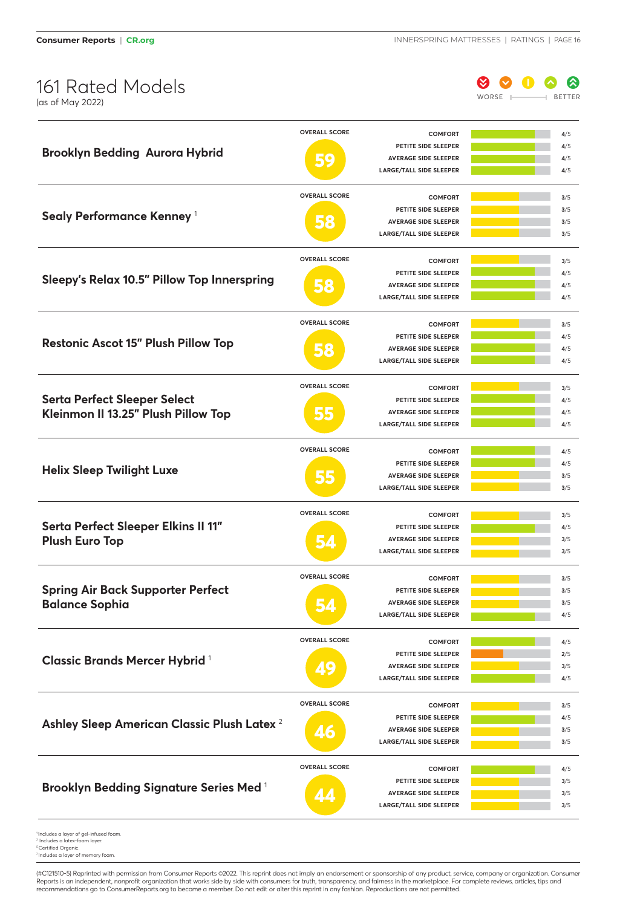# 161 Rated Models

(as of May 2022)

WORSE — BETTER

| Model | Overall Score | Comfort | Petite Side Sleeper | Average Side Sleeper | Large/Tall Side Sleeper |
|---|---|---|---|---|---|
| **Brooklyn Bedding Aurora Hybrid** | 59 | 4/5 | 4/5 | 4/5 | 4/5 |
| **Sealy Performance Kenney** [1] | 58 | 3/5 | 3/5 | 3/5 | 3/5 |
| **Sleepy's Relax 10.5" Pillow Top Innerspring** | 58 | 3/5 | 4/5 | 4/5 | 4/5 |
| **Restonic Ascot 15" Plush Pillow Top** | 58 | 3/5 | 4/5 | 4/5 | 4/5 |
| **Serta Perfect Sleeper Select Kleinmon II 13.25" Plush Pillow Top** | 55 | 3/5 | 4/5 | 4/5 | 4/5 |
| **Helix Sleep Twilight Luxe** | 55 | 4/5 | 4/5 | 3/5 | 3/5 |
| **Serta Perfect Sleeper Elkins II 11" Plush Euro Top** | 54 | 3/5 | 4/5 | 3/5 | 3/5 |
| **Spring Air Back Supporter Perfect Balance Sophia** | 54 | 3/5 | 3/5 | 3/5 | 4/5 |
| **Classic Brands Mercer Hybrid** [1] | 49 | 4/5 | 2/5 | 3/5 | 4/5 |
| **Ashley Sleep American Classic Plush Latex** [2] | 46 | 3/5 | 4/5 | 3/5 | 3/5 |
| **Brooklyn Bedding Signature Series Med** [1] | 44 | 4/5 | 3/5 | 3/5 | 3/5 |

[1] Includes a layer of gel-infused foam.
[2] Includes a latex-foam layer.
[3] Certified Organic.
[4] Includes a layer of memory foam.

(#C121510-5) Reprinted with permission from Consumer Reports ©2022. This reprint does not imply an endorsement or sponsorship of any product, service, company or organization. Consumer Reports is an independent, nonprofit organization that works side by side with consumers for truth, transparency, and fairness in the marketplace. For complete reviews, articles, tips and recommendations go to ConsumerReports.org to become a member. Do not edit or alter this reprint in any fashion. Reproductions are not permitted.